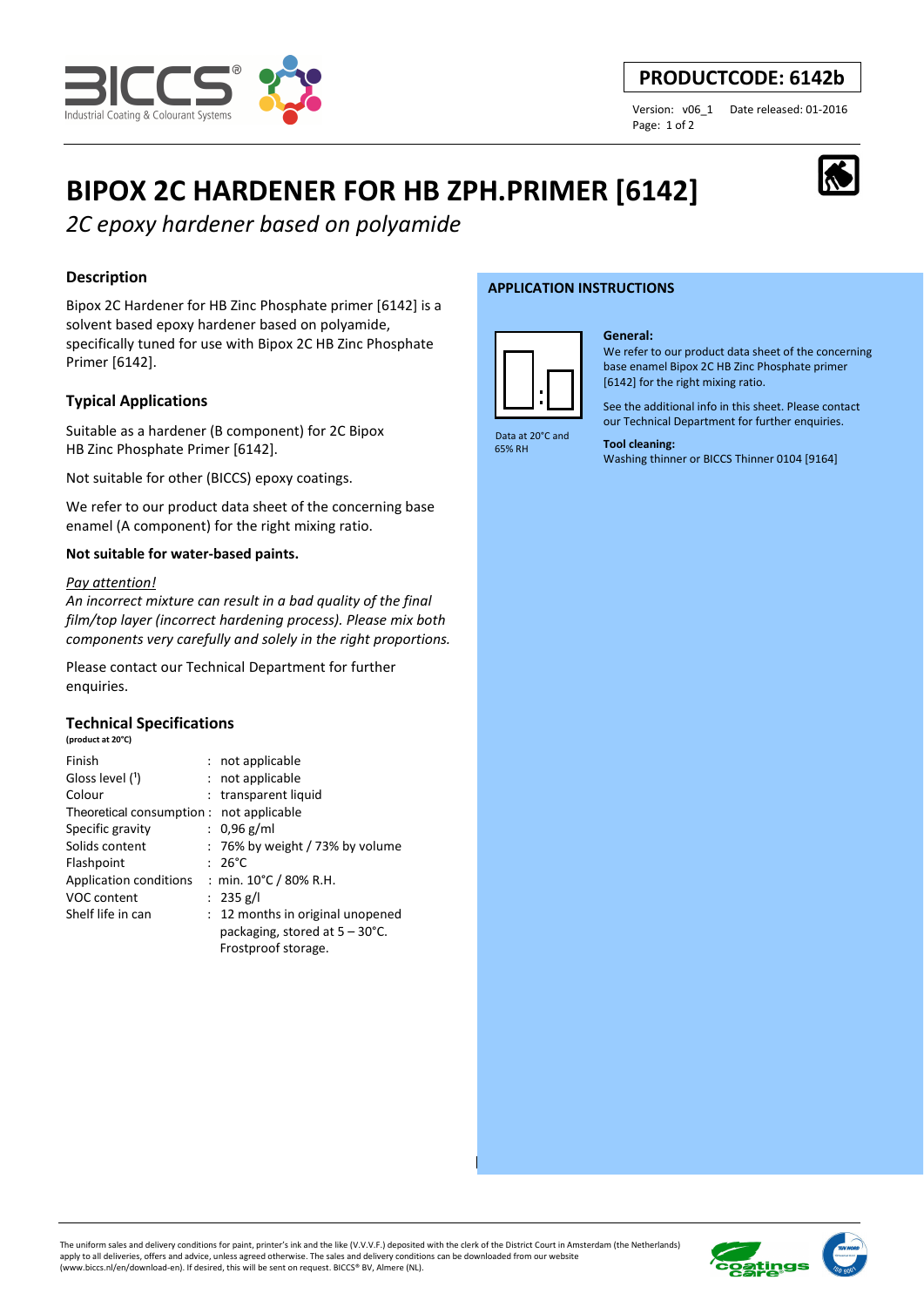**PRODUCTCODE: 6142b**

Version: v06_1 Date released: 01-2016

# BIPOX 2C HARDENER FOR HB ZPH.PRIMER [6142]

*2C epoxy hardener based on polyamide*

## Description

Bipox 2C Hardener for HB Zinc Phosphate primer [6142] is a solvent based epoxy hardener based on polyamide, specifically tuned for use with Bipox 2C HB Zinc Phosphate Primer [6142].

## Typical Applications

Suitable as a hardener (B component) for 2C Bipox HB Zinc Phosphate Primer [6142].

Not suitable for other (BICCS) epoxy coatings.

We refer to our product data sheet of the concerning base enamel (A component) for the right mixing ratio.

**Not suitable for water-based paints.**

*Pay attention!*

*An incorrect mixture can result in a bad quality of the final film/top layer (incorrect hardening process). Please mix both components very carefully and solely in the right proportions.*

Please contact our Technical Department for further enquiries.

## Technical Specifications

**(product at 20°C)**

| | |
|---|---|
| Finish | : not applicable |
| Gloss level (1) | : not applicable |
| Colour | : transparent liquid |
| Theoretical consumption | : not applicable |
| Specific gravity | : 0,96 g/ml |
| Solids content | : 76% by weight / 73% by volume |
| Flashpoint | : 26°C |
| Application conditions | : min. 10°C / 80% R.H. |
| VOC content | : 235 g/l |
| Shelf life in can | : 12 months in original unopened packaging, stored at 5 – 30°C. Frostproof storage. |

## APPLICATION INSTRUCTIONS

Data at 20°C and 65% RH

**General:**
We refer to our product data sheet of the concerning base enamel Bipox 2C HB Zinc Phosphate primer [6142] for the right mixing ratio.

See the additional info in this sheet. Please contact our Technical Department for further enquiries.

**Tool cleaning:**
Washing thinner or BICCS Thinner 0104 [9164]

The uniform sales and delivery conditions for paint, printer's ink and the like (V.V.V.F.) deposited with the clerk of the District Court in Amsterdam (the Netherlands) apply to all deliveries, offers and advice, unless agreed otherwise. The sales and delivery conditions can be downloaded from our website (www.biccs.nl/en/download-en). If desired, this will be sent on request. BICCS® BV, Almere (NL).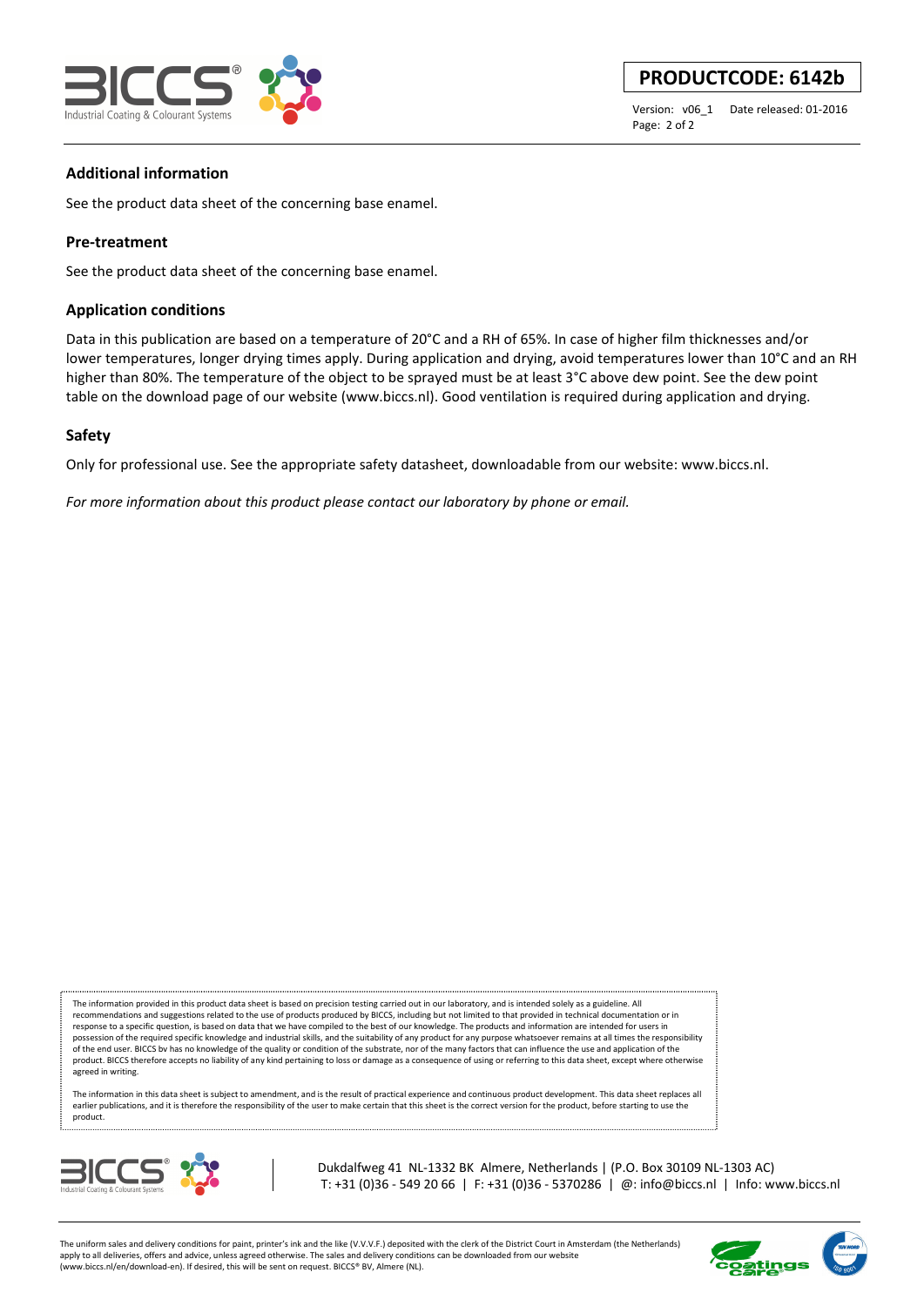## Additional information

See the product data sheet of the concerning base enamel.

## Pre-treatment

See the product data sheet of the concerning base enamel.

## Application conditions

Data in this publication are based on a temperature of 20°C and a RH of 65%. In case of higher film thicknesses and/or lower temperatures, longer drying times apply. During application and drying, avoid temperatures lower than 10°C and an RH higher than 80%. The temperature of the object to be sprayed must be at least 3°C above dew point. See the dew point table on the download page of our website (www.biccs.nl). Good ventilation is required during application and drying.

## Safety

Only for professional use. See the appropriate safety datasheet, downloadable from our website: www.biccs.nl.

*For more information about this product please contact our laboratory by phone or email.*

The information provided in this product data sheet is based on precision testing carried out in our laboratory, and is intended solely as a guideline. All recommendations and suggestions related to the use of products produced by BICCS, including but not limited to that provided in technical documentation or in response to a specific question, is based on data that we have compiled to the best of our knowledge. The products and information are intended for users in possession of the required specific knowledge and industrial skills, and the suitability of any product for any purpose whatsoever remains at all times the responsibility of the end user. BICCS bv has no knowledge of the quality or condition of the substrate, nor of the many factors that can influence the use and application of the product. BICCS therefore accepts no liability of any kind pertaining to loss or damage as a consequence of using or referring to this data sheet, except where otherwise agreed in writing.

The information in this data sheet is subject to amendment, and is the result of practical experience and continuous product development. This data sheet replaces all earlier publications, and it is therefore the responsibility of the user to make certain that this sheet is the correct version for the product, before starting to use the product.

Dukdalfweg 41 NL-1332 BK Almere, Netherlands | (P.O. Box 30109 NL-1303 AC)
T: +31 (0)36 - 549 20 66 | F: +31 (0)36 - 5370286 | @: info@biccs.nl | Info: www.biccs.nl

The uniform sales and delivery conditions for paint, printer's ink and the like (V.V.V.F.) deposited with the clerk of the District Court in Amsterdam (the Netherlands) apply to all deliveries, offers and advice, unless agreed otherwise. The sales and delivery conditions can be downloaded from our website (www.biccs.nl/en/download-en). If desired, this will be sent on request. BICCS® BV, Almere (NL).